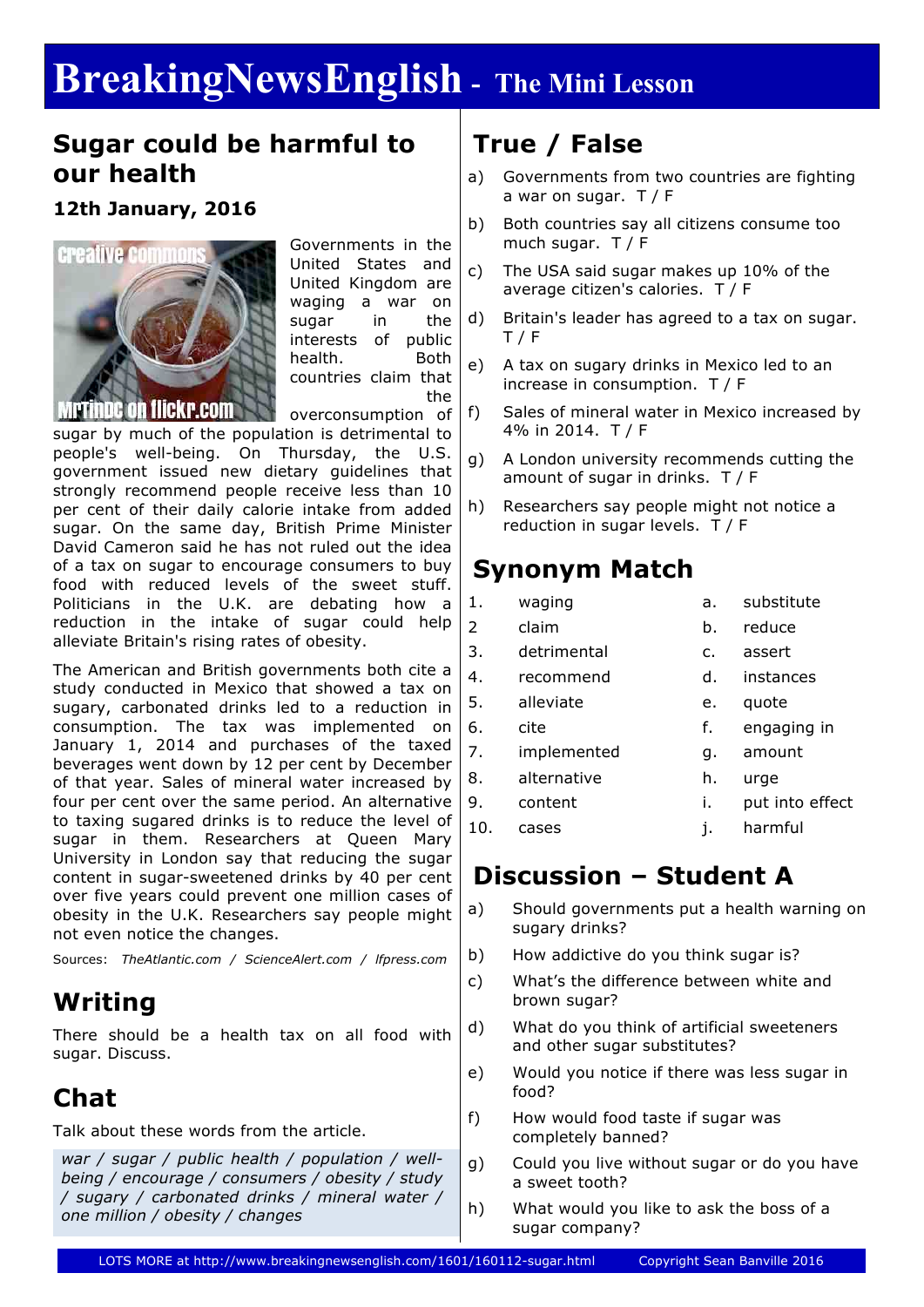# BreakingNewsEnglish - The Mini Lesson

## Sugar could be harmful to our health

**12th January, 2016**

Governments in the United States and United Kingdom are waging a war on sugar in the interests of public health. Both countries claim that the overconsumption of sugar by much of the population is detrimental to people's well-being. On Thursday, the U.S. government issued new dietary guidelines that strongly recommend people receive less than 10 per cent of their daily calorie intake from added sugar. On the same day, British Prime Minister David Cameron said he has not ruled out the idea of a tax on sugar to encourage consumers to buy food with reduced levels of the sweet stuff. Politicians in the U.K. are debating how a reduction in the intake of sugar could help alleviate Britain's rising rates of obesity.

The American and British governments both cite a study conducted in Mexico that showed a tax on sugary, carbonated drinks led to a reduction in consumption. The tax was implemented on January 1, 2014 and purchases of the taxed beverages went down by 12 per cent by December of that year. Sales of mineral water increased by four per cent over the same period. An alternative to taxing sugared drinks is to reduce the level of sugar in them. Researchers at Queen Mary University in London say that reducing the sugar content in sugar-sweetened drinks by 40 per cent over five years could prevent one million cases of obesity in the U.K. Researchers say people might not even notice the changes.

Sources: *TheAtlantic.com / ScienceAlert.com / lfpress.com*

## Writing

There should be a health tax on all food with sugar. Discuss.

## Chat

Talk about these words from the article.

*war / sugar / public health / population / well-being / encourage / consumers / obesity / study / sugary / carbonated drinks / mineral water / one million / obesity / changes*

## True / False

a) Governments from two countries are fighting a war on sugar. T / F

b) Both countries say all citizens consume too much sugar. T / F

c) The USA said sugar makes up 10% of the average citizen's calories. T / F

d) Britain's leader has agreed to a tax on sugar. T / F

e) A tax on sugary drinks in Mexico led to an increase in consumption. T / F

f) Sales of mineral water in Mexico increased by 4% in 2014. T / F

g) A London university recommends cutting the amount of sugar in drinks. T / F

h) Researchers say people might not notice a reduction in sugar levels. T / F

## Synonym Match

| | | | |
|---|---|---|---|
| 1. | waging | a. | substitute |
| 2 | claim | b. | reduce |
| 3. | detrimental | c. | assert |
| 4. | recommend | d. | instances |
| 5. | alleviate | e. | quote |
| 6. | cite | f. | engaging in |
| 7. | implemented | g. | amount |
| 8. | alternative | h. | urge |
| 9. | content | i. | put into effect |
| 10. | cases | j. | harmful |

## Discussion – Student A

a) Should governments put a health warning on sugary drinks?

b) How addictive do you think sugar is?

c) What's the difference between white and brown sugar?

d) What do you think of artificial sweeteners and other sugar substitutes?

e) Would you notice if there was less sugar in food?

f) How would food taste if sugar was completely banned?

g) Could you live without sugar or do you have a sweet tooth?

h) What would you like to ask the boss of a sugar company?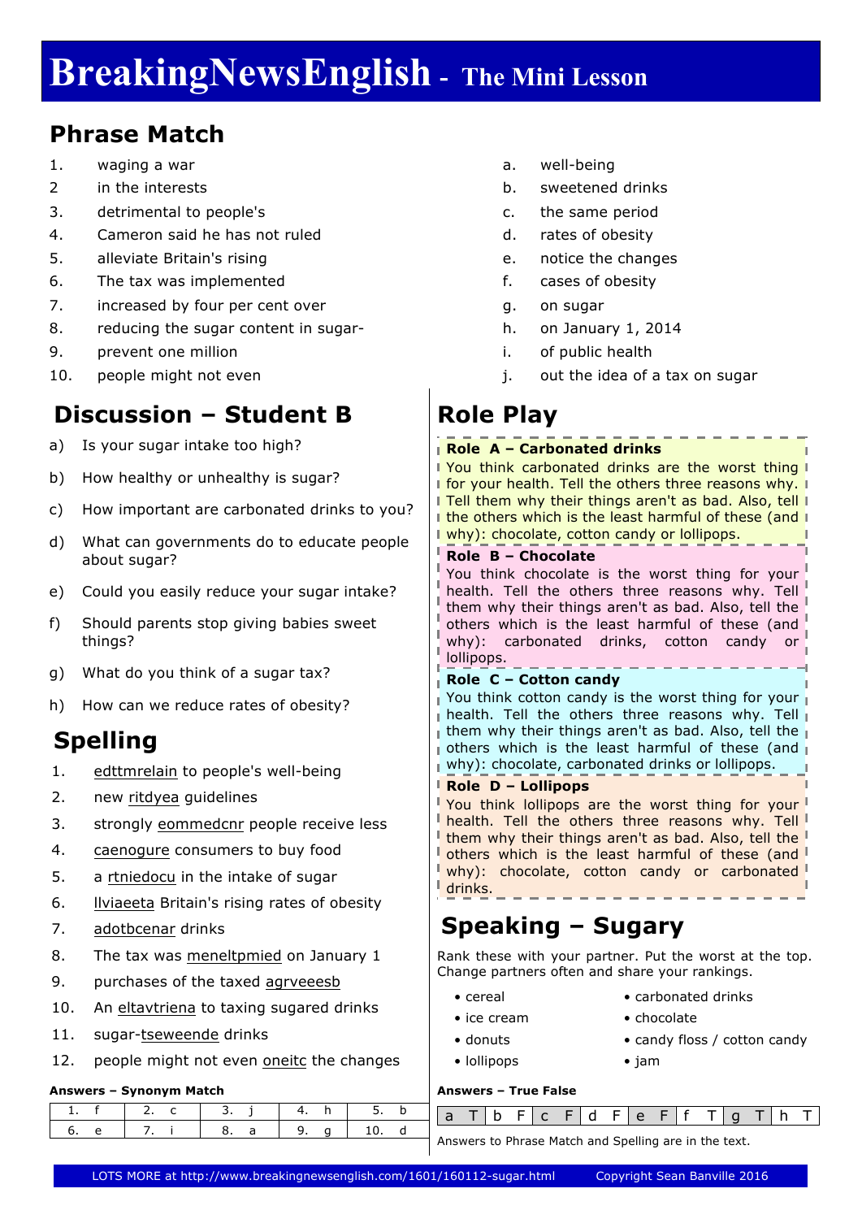# BreakingNewsEnglish - The Mini Lesson

## Phrase Match

1. waging a war
2 in the interests
3. detrimental to people's
4. Cameron said he has not ruled
5. alleviate Britain's rising
6. The tax was implemented
7. increased by four per cent over
8. reducing the sugar content in sugar-
9. prevent one million
10. people might not even

a. well-being
b. sweetened drinks
c. the same period
d. rates of obesity
e. notice the changes
f. cases of obesity
g. on sugar
h. on January 1, 2014
i. of public health
j. out the idea of a tax on sugar

## Discussion – Student B

a) Is your sugar intake too high?
b) How healthy or unhealthy is sugar?
c) How important are carbonated drinks to you?
d) What can governments do to educate people about sugar?
e) Could you easily reduce your sugar intake?
f) Should parents stop giving babies sweet things?
g) What do you think of a sugar tax?
h) How can we reduce rates of obesity?

## Spelling

1. edttmrelain to people's well-being
2. new ritdyea guidelines
3. strongly eommedcnr people receive less
4. caenogure consumers to buy food
5. a rtniedocu in the intake of sugar
6. llviaeeta Britain's rising rates of obesity
7. adotbcenar drinks
8. The tax was meneltpmied on January 1
9. purchases of the taxed agrveeesb
10. An eltavtriena to taxing sugared drinks
11. sugar-tseweende drinks
12. people might not even oneitc the changes

## Role Play

**Role A – Carbonated drinks**
You think carbonated drinks are the worst thing for your health. Tell the others three reasons why. Tell them why their things aren't as bad. Also, tell the others which is the least harmful of these (and why): chocolate, cotton candy or lollipops.

**Role B – Chocolate**
You think chocolate is the worst thing for your health. Tell the others three reasons why. Tell them why their things aren't as bad. Also, tell the others which is the least harmful of these (and why): carbonated drinks, cotton candy or lollipops.

**Role C – Cotton candy**
You think cotton candy is the worst thing for your health. Tell the others three reasons why. Tell them why their things aren't as bad. Also, tell the others which is the least harmful of these (and why): chocolate, carbonated drinks or lollipops.

**Role D – Lollipops**
You think lollipops are the worst thing for your health. Tell the others three reasons why. Tell them why their things aren't as bad. Also, tell the others which is the least harmful of these (and why): chocolate, cotton candy or carbonated drinks.

## Speaking – Sugary

Rank these with your partner. Put the worst at the top. Change partners often and share your rankings.

- cereal
- ice cream
- donuts
- lollipops
- carbonated drinks
- chocolate
- candy floss / cotton candy
- jam

**Answers – Synonym Match**

| | | | | |
|---|---|---|---|---|
| 1. f | 2. c | 3. j | 4. h | 5. b |
| 6. e | 7. i | 8. a | 9. g | 10. d |

**Answers – True False**

| | | | | | | | | | | | | | | | |
|---|---|---|---|---|---|---|---|---|---|---|---|---|---|---|---|
| a | T | b | F | c | F | d | F | e | F | f | T | g | T | h | T |

Answers to Phrase Match and Spelling are in the text.

LOTS MORE at http://www.breakingnewsenglish.com/1601/160112-sugar.html Copyright Sean Banville 2016